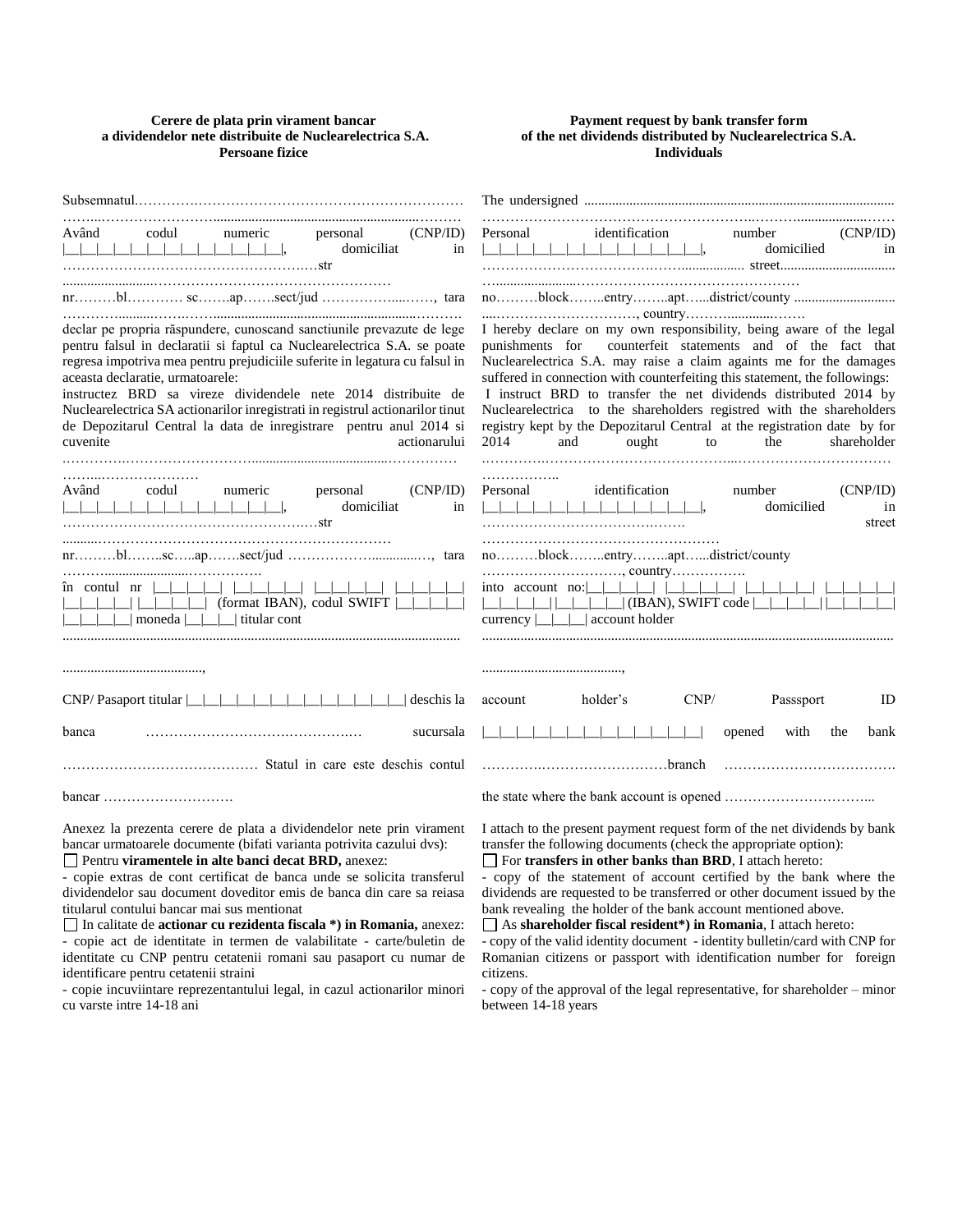**Cerere de plata prin virament bancar a dividendelor nete distribuite de Nuclearelectrica S.A.**
**Persoane fizice**

Subsemnatul……………………………………………………………………………………………………………………………………

Având codul numeric personal (CNP/ID) |__|__|__|__|__|__|__|__|__|__|__|__|__|, domiciliat in ………………………………………………str ……………………………………………………………

nr………bl………… sc…….ap…….sect/jud ……………………, tara …………………………………………………………………………

declar pe propria răspundere, cunoscand sanctiunile prevazute de lege pentru falsul in declaratii si faptul ca Nuclearelectrica S.A. se poate regresa impotriva mea pentru prejudiciile suferite in legatura cu falsul in aceasta declaratie, urmatoarele:

instructez BRD sa vireze dividendele nete 2014 distribuite de Nuclearelectrica SA actionarilor inregistrati in registrul actionarilor tinut de Depozitarul Central la data de inregistrare pentru anul 2014 si cuvenite actionarului ………………………………………………………………………………………

Având codul numeric personal (CNP/ID) |__|__|__|__|__|__|__|__|__|__|__|__|__|, domiciliat in ………………………………………………str ……………………………………………………………

nr………bl……..sc…..ap…….sect/jud ………………………, tara …………………………………

în contul nr |__|__|__|__| |__|__|__|__| |__|__|__|__| |__|__|__|__| |__|__|__|__| |__|__|__|__| (format IBAN), codul SWIFT |__|__|__|__| |__|__|__|__| moneda |__|__|__| titular cont ………………………………………………………………………………………………

……………………………………,

CNP/ Pasaport titular |__|__|__|__|__|__|__|__|__|__|__|__|__| deschis la banca ……………………………………… sucursala …………………………………… Statul in care este deschis contul bancar ………………………

Anexez la prezenta cerere de plata a dividendelor nete prin virament bancar urmatoarele documente (bifati varianta potrivita cazului dvs):

☐ Pentru **viramentele in alte banci decat BRD,** anexez:

- copie extras de cont certificat de banca unde se solicita transferul dividendelor sau document doveditor emis de banca din care sa reiasa titularul contului bancar mai sus mentionat

☐ In calitate de **actionar cu rezidenta fiscala \*) in Romania,** anexez:

- copie act de identitate in termen de valabilitate - carte/buletin de identitate cu CNP pentru cetatenii romani sau pasaport cu numar de identificare pentru cetatenii straini
- copie incuviintare reprezentantului legal, in cazul actionarilor minori cu varste intre 14-18 ani

---

**Payment request by bank transfer form of the net dividends distributed by Nuclearelectrica S.A.**
**Individuals**

The undersigned ……………………………………………………………………………………………………………

Personal identification number (CNP/ID) |__|__|__|__|__|__|__|__|__|__|__|__|__|, domicilied in ……………………………………… street……………………………… ……………………………………………………

no………block……..entry……..apt…...district/county …………………………, country………………

I hereby declare on my own responsibility, being aware of the legal punishments for counterfeit statements and of the fact that Nuclearelectrica S.A. may raise a claim againts me for the damages suffered in connection with counterfeiting this statement, the followings:

I instruct BRD to transfer the net dividends distributed 2014 by Nuclearelectrica to the shareholders registred with the shareholders registry kept by the Depozitarul Central at the registration date by for 2014 and ought to the shareholder ………………………………………………………………………………

Personal identification number (CNP/ID) |__|__|__|__|__|__|__|__|__|__|__|__|__|, domicilied in ……………………………………… street ……………………………………………

no………block……..entry……..apt…...district/county …………………………, country……………

into account no:|__|__|__|__| |__|__|__|__| |__|__|__|__| |__|__|__|__| |__|__|__|__| |__|__|__|__| (IBAN), SWIFT code |__|__|__|__| |__|__|__|__| currency |__|__|__| account holder ………………………………………………………………………………………………

……………………………………,

account holder's CNP/ Passsport ID |__|__|__|__|__|__|__|__|__|__|__|__|__| opened with the bank ………………………………………branch ……………………………… the state where the bank account is opened ……………………………...

I attach to the present payment request form of the net dividends by bank transfer the following documents (check the appropriate option):

☐ For **transfers in other banks than BRD**, I attach hereto:

- copy of the statement of account certified by the bank where the dividends are requested to be transferred or other document issued by the bank revealing the holder of the bank account mentioned above.

☐ As **shareholder fiscal resident\*) in Romania**, I attach hereto:

- copy of the valid identity document - identity bulletin/card with CNP for Romanian citizens or passport with identification number for foreign citizens.
- copy of the approval of the legal representative, for shareholder – minor between 14-18 years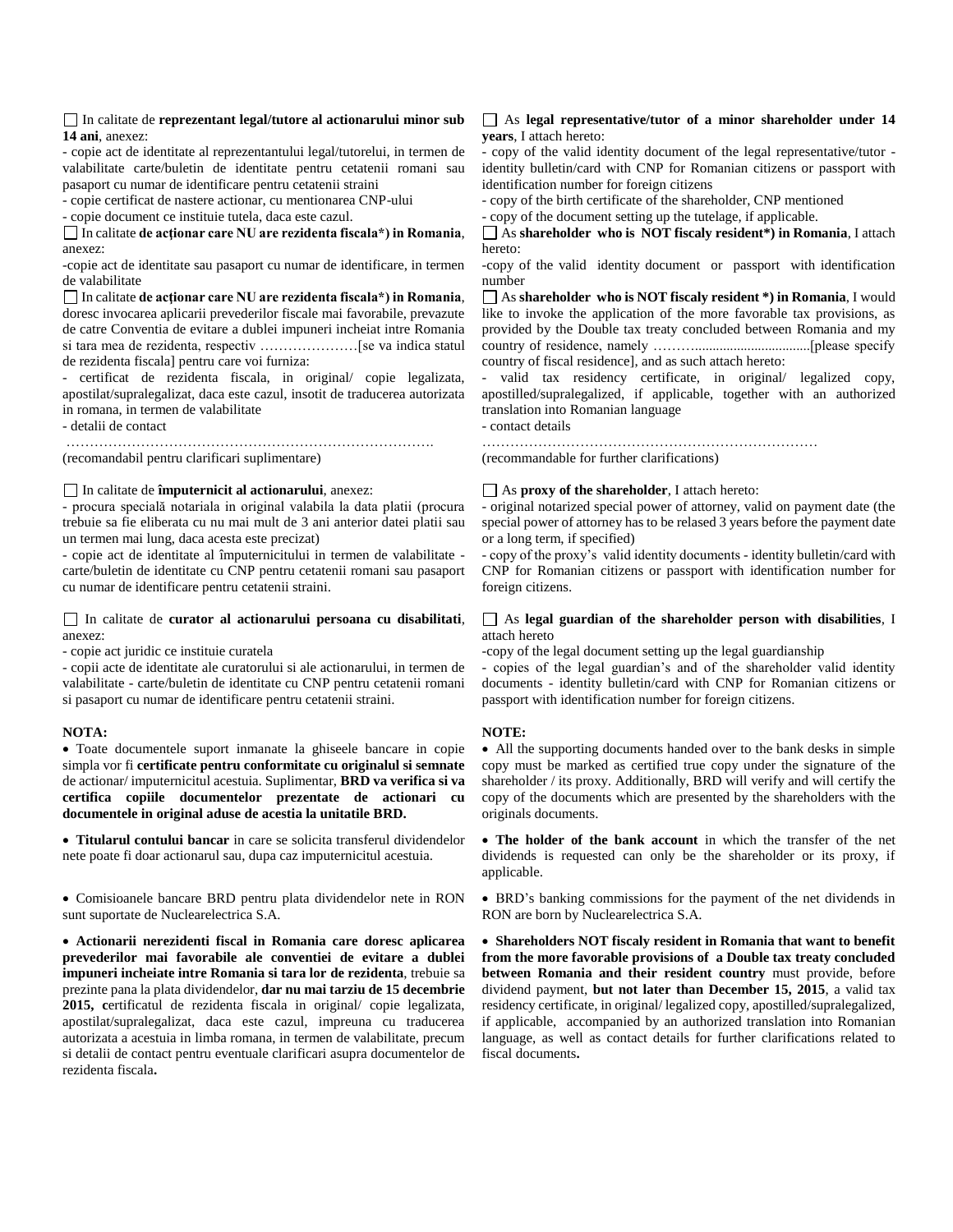☐ In calitate de **reprezentant legal/tutore al actionarului minor sub 14 ani**, anexez:

- copie act de identitate al reprezentantului legal/tutorelui, in termen de valabilitate carte/buletin de identitate pentru cetatenii romani sau pasaport cu numar de identificare pentru cetatenii straini
- copie certificat de nastere actionar, cu mentionarea CNP-ului
- copie document ce instituie tutela, daca este cazul.

☐ In calitate **de acționar care NU are rezidenta fiscala\*) in Romania**, anexez:

-copie act de identitate sau pasaport cu numar de identificare, in termen de valabilitate

☐ In calitate **de acționar care NU are rezidenta fiscala\*) in Romania**, doresc invocarea aplicarii prevederilor fiscale mai favorabile, prevazute de catre Conventia de evitare a dublei impuneri incheiat intre Romania si tara mea de rezidenta, respectiv …………………[se va indica statul de rezidenta fiscala] pentru care voi furniza:

- certificat de rezidenta fiscala, in original/ copie legalizata, apostilat/supralegalizat, daca este cazul, insotit de traducerea autorizata in romana, in termen de valabilitate
- detalii de contact

…………………………………………………………………….
(recomandabil pentru clarificari suplimentare)

☐ In calitate de **împuternicit al actionarului**, anexez:

- procura specială notariala in original valabila la data platii (procura trebuie sa fie eliberata cu nu mai mult de 3 ani anterior datei platii sau un termen mai lung, daca acesta este precizat)
- copie act de identitate al împuternicitului in termen de valabilitate - carte/buletin de identitate cu CNP pentru cetatenii romani sau pasaport cu numar de identificare pentru cetatenii straini.

☐ In calitate de **curator al actionarului persoana cu disabilitati**, anexez:

- copie act juridic ce instituie curatela
- copii acte de identitate ale curatorului si ale actionarului, in termen de valabilitate - carte/buletin de identitate cu CNP pentru cetatenii romani si pasaport cu numar de identificare pentru cetatenii straini.

**NOTA:**

- Toate documentele suport inmanate la ghiseele bancare in copie simpla vor fi **certificate pentru conformitate cu originalul si semnate** de actionar/ imputernicitul acestuia. Suplimentar, **BRD va verifica si va certifica copiile documentelor prezentate de actionari cu documentele in original aduse de acestia la unitatile BRD.**
- **Titularul contului bancar** in care se solicita transferul dividendelor nete poate fi doar actionarul sau, dupa caz imputernicitul acestuia.
- Comisioanele bancare BRD pentru plata dividendelor nete in RON sunt suportate de Nuclearelectrica S.A.
- **Actionarii nerezidenti fiscal in Romania care doresc aplicarea prevederilor mai favorabile ale conventiei de evitare a dublei impuneri incheiate intre Romania si tara lor de rezidenta**, trebuie sa prezinte pana la plata dividendelor, **dar nu mai tarziu de 15 decembrie 2015, c**ertificatul de rezidenta fiscala in original/ copie legalizata, apostilat/supralegalizat, daca este cazul, impreuna cu traducerea autorizata a acestuia in limba romana, in termen de valabilitate, precum si detalii de contact pentru eventuale clarificari asupra documentelor de rezidenta fiscala**.**

☐ As **legal representative/tutor of a minor shareholder under 14 years**, I attach hereto:

- copy of the valid identity document of the legal representative/tutor - identity bulletin/card with CNP for Romanian citizens or passport with identification number for foreign citizens
- copy of the birth certificate of the shareholder, CNP mentioned
- copy of the document setting up the tutelage, if applicable.

☐ As **shareholder who is NOT fiscaly resident\*) in Romania**, I attach hereto:

-copy of the valid identity document or passport with identification number

☐ As **shareholder who is NOT fiscaly resident \*) in Romania**, I would like to invoke the application of the more favorable tax provisions, as provided by the Double tax treaty concluded between Romania and my country of residence, namely ………................................[please specify country of fiscal residence], and as such attach hereto:

- valid tax residency certificate, in original/ legalized copy, apostilled/supralegalized, if applicable, together with an authorized translation into Romanian language
- contact details

……………………………………………………………
(recommandable for further clarifications)

☐ As **proxy of the shareholder**, I attach hereto:

- original notarized special power of attorney, valid on payment date (the special power of attorney has to be relased 3 years before the payment date or a long term, if specified)
- copy of the proxy's valid identity documents - identity bulletin/card with CNP for Romanian citizens or passport with identification number for foreign citizens.

☐ As **legal guardian of the shareholder person with disabilities**, I attach hereto

-copy of the legal document setting up the legal guardianship
- copies of the legal guardian's and of the shareholder valid identity documents - identity bulletin/card with CNP for Romanian citizens or passport with identification number for foreign citizens.

**NOTE:**

- All the supporting documents handed over to the bank desks in simple copy must be marked as certified true copy under the signature of the shareholder / its proxy. Additionally, BRD will verify and will certify the copy of the documents which are presented by the shareholders with the originals documents.
- **The holder of the bank account** in which the transfer of the net dividends is requested can only be the shareholder or its proxy, if applicable.
- BRD's banking commissions for the payment of the net dividends in RON are born by Nuclearelectrica S.A.
- **Shareholders NOT fiscaly resident in Romania that want to benefit from the more favorable provisions of a Double tax treaty concluded between Romania and their resident country** must provide, before dividend payment, **but not later than December 15, 2015**, a valid tax residency certificate, in original/ legalized copy, apostilled/supralegalized, if applicable, accompanied by an authorized translation into Romanian language, as well as contact details for further clarifications related to fiscal documents**.**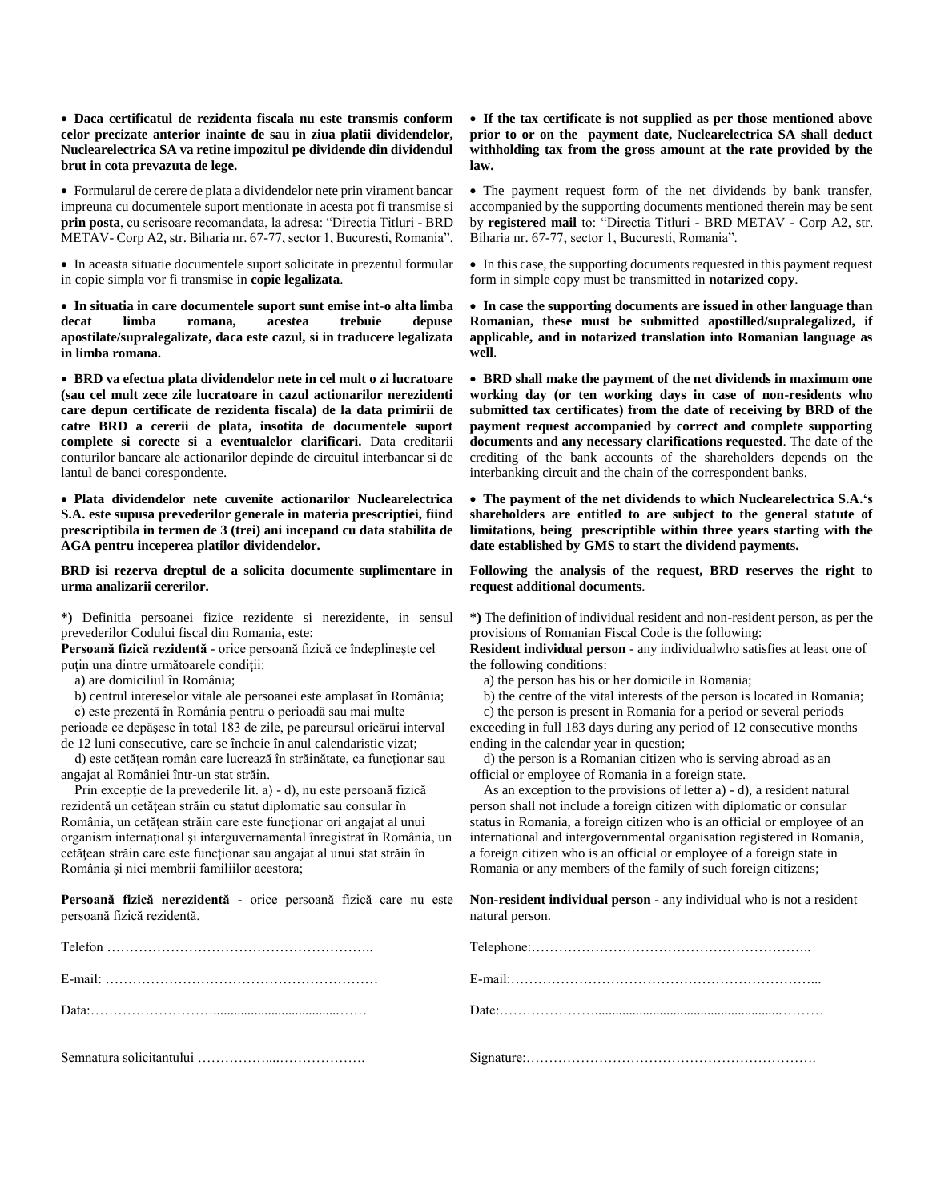- **Daca certificatul de rezidenta fiscala nu este transmis conform celor precizate anterior inainte de sau in ziua platii dividendelor, Nuclearelectrica SA va retine impozitul pe dividende din dividendul brut in cota prevazuta de lege.**
- Formularul de cerere de plata a dividendelor nete prin virament bancar impreuna cu documentele suport mentionate in acesta pot fi transmise si **prin posta**, cu scrisoare recomandata, la adresa: "Directia Titluri - BRD METAV- Corp A2, str. Biharia nr. 67-77, sector 1, Bucuresti, Romania".
- In aceasta situatie documentele suport solicitate in prezentul formular in copie simpla vor fi transmise in **copie legalizata**.
- **In situatia in care documentele suport sunt emise int-o alta limba decat limba romana, acestea trebuie depuse apostilate/supralegalizate, daca este cazul, si in traducere legalizata in limba romana.**
- **BRD va efectua plata dividendelor nete in cel mult o zi lucratoare (sau cel mult zece zile lucratoare in cazul actionarilor nerezidenti care depun certificate de rezidenta fiscala) de la data primirii de catre BRD a cererii de plata, insotita de documentele suport complete si corecte si a eventualelor clarificari.** Data creditarii conturilor bancare ale actionarilor depinde de circuitul interbancar si de lantul de banci corespondente.
- **Plata dividendelor nete cuvenite actionarilor Nuclearelectrica S.A. este supusa prevederilor generale in materia prescriptiei, fiind prescriptibila in termen de 3 (trei) ani incepand cu data stabilita de AGA pentru inceperea platilor dividendelor.**

**BRD isi rezerva dreptul de a solicita documente suplimentare in urma analizarii cererilor.**

**\*)** Definitia persoanei fizice rezidente si nerezidente, in sensul prevederilor Codului fiscal din Romania, este:

**Persoană fizică rezidentă** - orice persoană fizică ce îndeplineşte cel puţin una dintre următoarele condiţii:

a) are domiciliul în România;

b) centrul intereselor vitale ale persoanei este amplasat în România;

c) este prezentă în România pentru o perioadă sau mai multe perioade ce depăşesc în total 183 de zile, pe parcursul oricărui interval de 12 luni consecutive, care se încheie în anul calendaristic vizat;

d) este cetăţean român care lucrează în străinătate, ca funcţionar sau angajat al României într-un stat străin.

Prin excepţie de la prevederile lit. a) - d), nu este persoană fizică rezidentă un cetăţean străin cu statut diplomatic sau consular în România, un cetăţean străin care este funcţionar ori angajat al unui organism internaţional şi interguvernamental înregistrat în România, un cetăţean străin care este funcţionar sau angajat al unui stat străin în România şi nici membrii familiilor acestora;

**Persoană fizică nerezidentă** - orice persoană fizică care nu este persoană fizică rezidentă.

Telefon …………………………………………………..

E-mail: ……………………………………………………

Data:………………………......................................……

Semnatura solicitantului ……………....……………….

- **If the tax certificate is not supplied as per those mentioned above prior to or on the payment date, Nuclearelectrica SA shall deduct withholding tax from the gross amount at the rate provided by the law.**
- The payment request form of the net dividends by bank transfer, accompanied by the supporting documents mentioned therein may be sent by **registered mail** to: "Directia Titluri - BRD METAV - Corp A2, str. Biharia nr. 67-77, sector 1, Bucuresti, Romania".
- In this case, the supporting documents requested in this payment request form in simple copy must be transmitted in **notarized copy**.
- **In case the supporting documents are issued in other language than Romanian, these must be submitted apostilled/supralegalized, if applicable, and in notarized translation into Romanian language as well**.
- **BRD shall make the payment of the net dividends in maximum one working day (or ten working days in case of non-residents who submitted tax certificates) from the date of receiving by BRD of the payment request accompanied by correct and complete supporting documents and any necessary clarifications requested**. The date of the crediting of the bank accounts of the shareholders depends on the interbanking circuit and the chain of the correspondent banks.
- **The payment of the net dividends to which Nuclearelectrica S.A.'s shareholders are entitled to are subject to the general statute of limitations, being prescriptible within three years starting with the date established by GMS to start the dividend payments.**

**Following the analysis of the request, BRD reserves the right to request additional documents**.

**\*)** The definition of individual resident and non-resident person, as per the provisions of Romanian Fiscal Code is the following:

**Resident individual person** - any individualwho satisfies at least one of the following conditions:

a) the person has his or her domicile in Romania;

b) the centre of the vital interests of the person is located in Romania;

c) the person is present in Romania for a period or several periods exceeding in full 183 days during any period of 12 consecutive months ending in the calendar year in question;

d) the person is a Romanian citizen who is serving abroad as an official or employee of Romania in a foreign state.

As an exception to the provisions of letter a) - d), a resident natural person shall not include a foreign citizen with diplomatic or consular status in Romania, a foreign citizen who is an official or employee of an international and intergovernmental organisation registered in Romania, a foreign citizen who is an official or employee of a foreign state in Romania or any members of the family of such foreign citizens;

**Non-resident individual person** - any individual who is not a resident natural person.

Telephone:……………………………………………………..

E-mail:…………………………………………………………...

Date:…………………..................................................………

Signature:……………………………………………………….